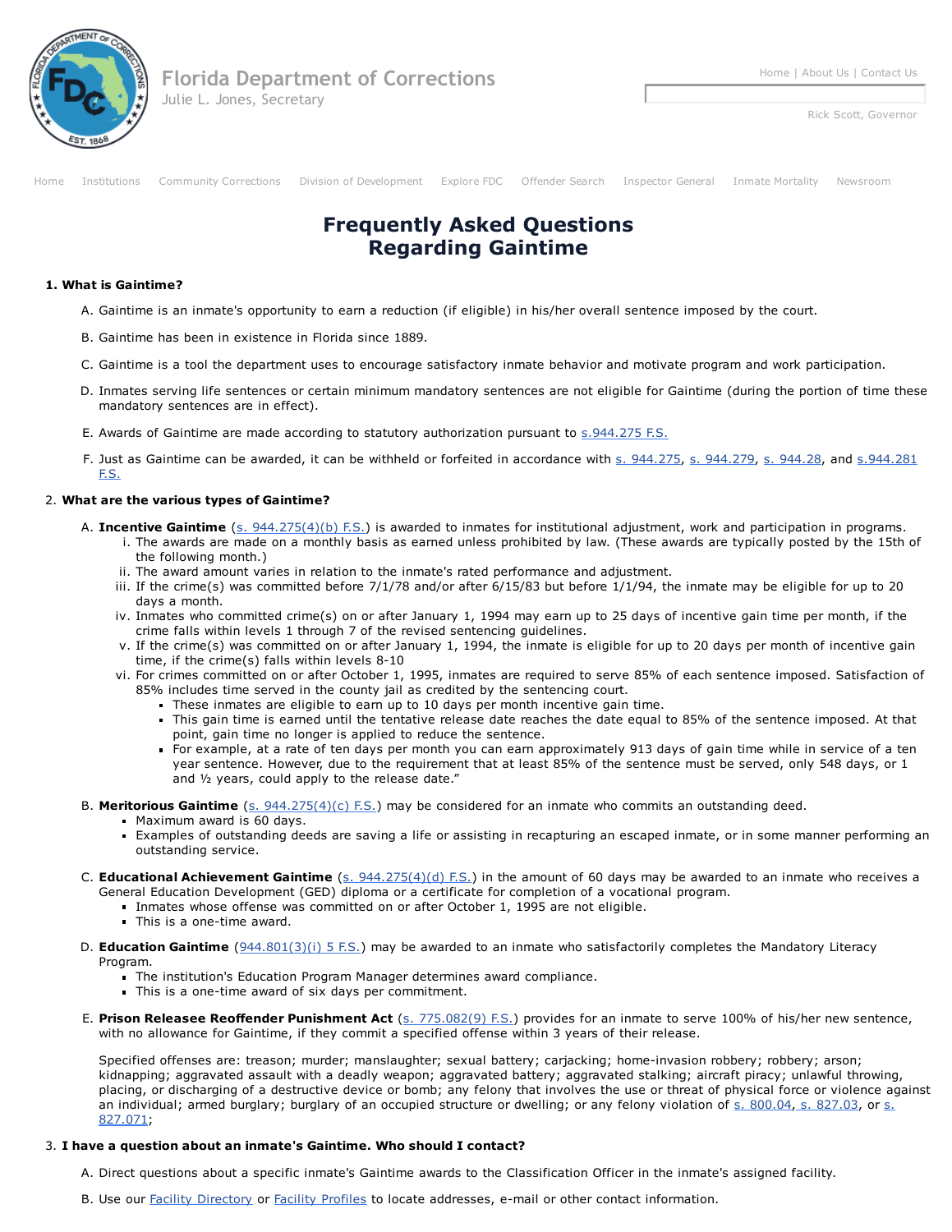Florida Department of Corrections
Julie L. Jones, Secretary

Home | About Us | Contact Us

Rick Scott, Governor

Home Institutions Community Corrections Division of Development Explore FDC Offender Search Inspector General Inmate Mortality Newsroom

# Frequently Asked Questions Regarding Gaintime

**1. What is Gaintime?**

A. Gaintime is an inmate's opportunity to earn a reduction (if eligible) in his/her overall sentence imposed by the court.

B. Gaintime has been in existence in Florida since 1889.

C. Gaintime is a tool the department uses to encourage satisfactory inmate behavior and motivate program and work participation.

D. Inmates serving life sentences or certain minimum mandatory sentences are not eligible for Gaintime (during the portion of time these mandatory sentences are in effect).

E. Awards of Gaintime are made according to statutory authorization pursuant to s.944.275 F.S.

F. Just as Gaintime can be awarded, it can be withheld or forfeited in accordance with s. 944.275, s. 944.279, s. 944.28, and s.944.281 F.S.

**2. What are the various types of Gaintime?**

A. **Incentive Gaintime** (s. 944.275(4)(b) F.S.) is awarded to inmates for institutional adjustment, work and participation in programs.
   i. The awards are made on a monthly basis as earned unless prohibited by law. (These awards are typically posted by the 15th of the following month.)
   ii. The award amount varies in relation to the inmate's rated performance and adjustment.
   iii. If the crime(s) was committed before 7/1/78 and/or after 6/15/83 but before 1/1/94, the inmate may be eligible for up to 20 days a month.
   iv. Inmates who committed crime(s) on or after January 1, 1994 may earn up to 25 days of incentive gain time per month, if the crime falls within levels 1 through 7 of the revised sentencing guidelines.
   v. If the crime(s) was committed on or after January 1, 1994, the inmate is eligible for up to 20 days per month of incentive gain time, if the crime(s) falls within levels 8-10
   vi. For crimes committed on or after October 1, 1995, inmates are required to serve 85% of each sentence imposed. Satisfaction of 85% includes time served in the county jail as credited by the sentencing court.
   - These inmates are eligible to earn up to 10 days per month incentive gain time.
   - This gain time is earned until the tentative release date reaches the date equal to 85% of the sentence imposed. At that point, gain time no longer is applied to reduce the sentence.
   - For example, at a rate of ten days per month you can earn approximately 913 days of gain time while in service of a ten year sentence. However, due to the requirement that at least 85% of the sentence must be served, only 548 days, or 1 and ½ years, could apply to the release date."

B. **Meritorious Gaintime** (s. 944.275(4)(c) F.S.) may be considered for an inmate who commits an outstanding deed.
   - Maximum award is 60 days.
   - Examples of outstanding deeds are saving a life or assisting in recapturing an escaped inmate, or in some manner performing an outstanding service.

C. **Educational Achievement Gaintime** (s. 944.275(4)(d) F.S.) in the amount of 60 days may be awarded to an inmate who receives a General Education Development (GED) diploma or a certificate for completion of a vocational program.
   - Inmates whose offense was committed on or after October 1, 1995 are not eligible.
   - This is a one-time award.

D. **Education Gaintime** (944.801(3)(i) 5 F.S.) may be awarded to an inmate who satisfactorily completes the Mandatory Literacy Program.
   - The institution's Education Program Manager determines award compliance.
   - This is a one-time award of six days per commitment.

E. **Prison Releasee Reoffender Punishment Act** (s. 775.082(9) F.S.) provides for an inmate to serve 100% of his/her new sentence, with no allowance for Gaintime, if they commit a specified offense within 3 years of their release.

   Specified offenses are: treason; murder; manslaughter; sexual battery; carjacking; home-invasion robbery; robbery; arson; kidnapping; aggravated assault with a deadly weapon; aggravated battery; aggravated stalking; aircraft piracy; unlawful throwing, placing, or discharging of a destructive device or bomb; any felony that involves the use or threat of physical force or violence against an individual; armed burglary; burglary of an occupied structure or dwelling; or any felony violation of s. 800.04, s. 827.03, or s. 827.071;

**3. I have a question about an inmate's Gaintime. Who should I contact?**

A. Direct questions about a specific inmate's Gaintime awards to the Classification Officer in the inmate's assigned facility.

B. Use our Facility Directory or Facility Profiles to locate addresses, e-mail or other contact information.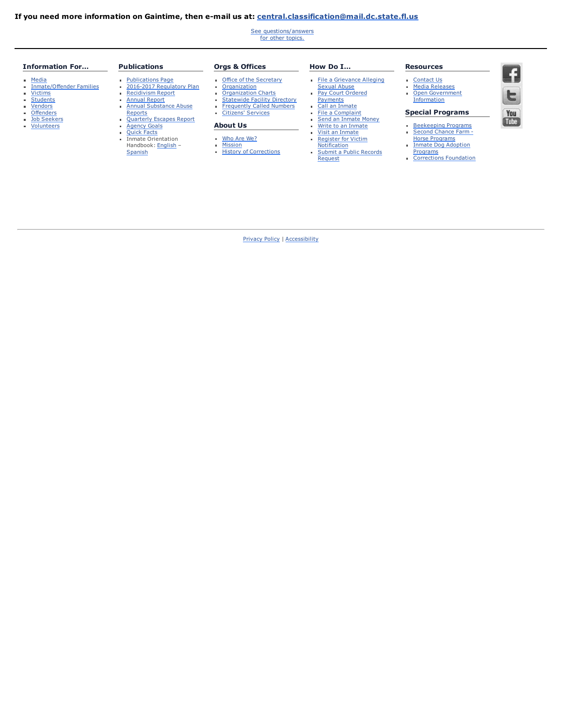**If you need more information on Gaintime, then e-mail us at: central.classification@mail.dc.state.fl.us**

See questions/answers for other topics.

---

### Information For...

- Media
- Inmate/Offender Families
- Victims
- Students
- Vendors
- Offenders
- Job Seekers
- Volunteers

### Publications

- Publications Page
- 2016-2017 Regulatory Plan
- Recidivism Report
- Annual Report
- Annual Substance Abuse Reports
- Quarterly Escapes Report
- Agency Goals
- Quick Facts
- Inmate Orientation Handbook: English – Spanish

### Orgs & Offices

- Office of the Secretary
- Organization
- Organization Charts
- Statewide Facility Directory
- Frequently Called Numbers
- Citizens' Services

### About Us

- Who Are We?
- Mission
- History of Corrections

### How Do I...

- File a Grievance Alleging Sexual Abuse
- Pay Court Ordered Payments
- Call an Inmate
- File a Complaint
- Send an Inmate Money
- Write to an Inmate
- Visit an Inmate
- Register for Victim Notification
- Submit a Public Records Request

### Resources

- Contact Us
- Media Releases
- Open Government Information

### Special Programs

- Beekeeping Programs
- Second Chance Farm - Horse Programs
- Inmate Dog Adoption Programs
- Corrections Foundation

---

Privacy Policy | Accessibility